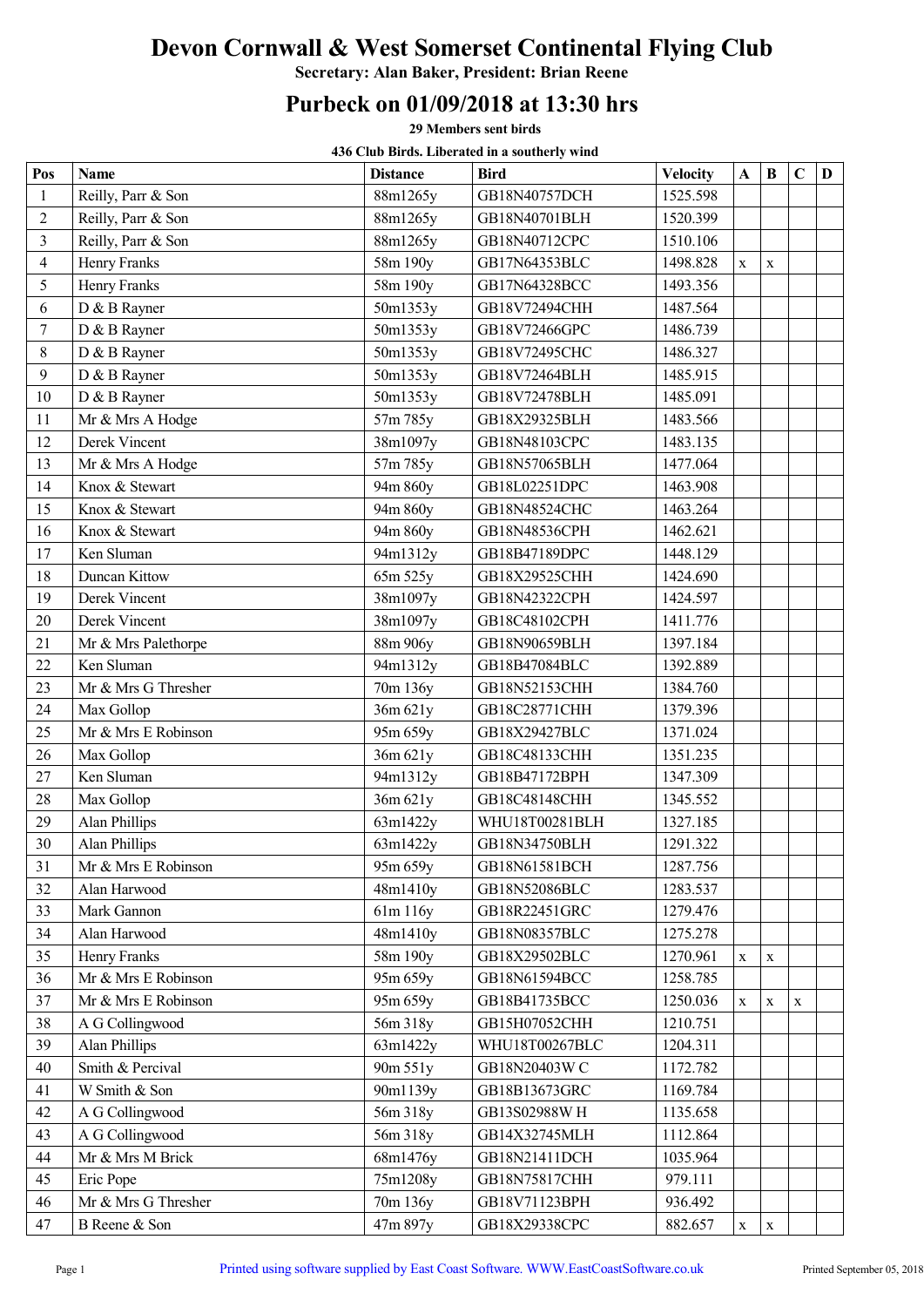# Devon Cornwall & West Somerset Continental Flying Club

**Secretary: Alan Baker, President: Brian Reene**

## Purbeck on 01/09/2018 at 13:30 hrs

**29 Members sent birds**

**436 Club Birds. Liberated in a southerly wind**

| Pos | Name | Distance | Bird | Velocity | A | B | C | D |
|---|---|---|---|---|---|---|---|---|
| 1 | Reilly, Parr & Son | 88m1265y | GB18N40757DCH | 1525.598 | | | | |
| 2 | Reilly, Parr & Son | 88m1265y | GB18N40701BLH | 1520.399 | | | | |
| 3 | Reilly, Parr & Son | 88m1265y | GB18N40712CPC | 1510.106 | | | | |
| 4 | Henry Franks | 58m 190y | GB17N64353BLC | 1498.828 | x | x | | |
| 5 | Henry Franks | 58m 190y | GB17N64328BCC | 1493.356 | | | | |
| 6 | D & B Rayner | 50m1353y | GB18V72494CHH | 1487.564 | | | | |
| 7 | D & B Rayner | 50m1353y | GB18V72466GPC | 1486.739 | | | | |
| 8 | D & B Rayner | 50m1353y | GB18V72495CHC | 1486.327 | | | | |
| 9 | D & B Rayner | 50m1353y | GB18V72464BLH | 1485.915 | | | | |
| 10 | D & B Rayner | 50m1353y | GB18V72478BLH | 1485.091 | | | | |
| 11 | Mr & Mrs A Hodge | 57m 785y | GB18X29325BLH | 1483.566 | | | | |
| 12 | Derek Vincent | 38m1097y | GB18N48103CPC | 1483.135 | | | | |
| 13 | Mr & Mrs A Hodge | 57m 785y | GB18N57065BLH | 1477.064 | | | | |
| 14 | Knox & Stewart | 94m 860y | GB18L02251DPC | 1463.908 | | | | |
| 15 | Knox & Stewart | 94m 860y | GB18N48524CHC | 1463.264 | | | | |
| 16 | Knox & Stewart | 94m 860y | GB18N48536CPH | 1462.621 | | | | |
| 17 | Ken Sluman | 94m1312y | GB18B47189DPC | 1448.129 | | | | |
| 18 | Duncan Kittow | 65m 525y | GB18X29525CHH | 1424.690 | | | | |
| 19 | Derek Vincent | 38m1097y | GB18N42322CPH | 1424.597 | | | | |
| 20 | Derek Vincent | 38m1097y | GB18C48102CPH | 1411.776 | | | | |
| 21 | Mr & Mrs Palethorpe | 88m 906y | GB18N90659BLH | 1397.184 | | | | |
| 22 | Ken Sluman | 94m1312y | GB18B47084BLC | 1392.889 | | | | |
| 23 | Mr & Mrs G Thresher | 70m 136y | GB18N52153CHH | 1384.760 | | | | |
| 24 | Max Gollop | 36m 621y | GB18C28771CHH | 1379.396 | | | | |
| 25 | Mr & Mrs E Robinson | 95m 659y | GB18X29427BLC | 1371.024 | | | | |
| 26 | Max Gollop | 36m 621y | GB18C48133CHH | 1351.235 | | | | |
| 27 | Ken Sluman | 94m1312y | GB18B47172BPH | 1347.309 | | | | |
| 28 | Max Gollop | 36m 621y | GB18C48148CHH | 1345.552 | | | | |
| 29 | Alan Phillips | 63m1422y | WHU18T00281BLH | 1327.185 | | | | |
| 30 | Alan Phillips | 63m1422y | GB18N34750BLH | 1291.322 | | | | |
| 31 | Mr & Mrs E Robinson | 95m 659y | GB18N61581BCH | 1287.756 | | | | |
| 32 | Alan Harwood | 48m1410y | GB18N52086BLC | 1283.537 | | | | |
| 33 | Mark Gannon | 61m 116y | GB18R22451GRC | 1279.476 | | | | |
| 34 | Alan Harwood | 48m1410y | GB18N08357BLC | 1275.278 | | | | |
| 35 | Henry Franks | 58m 190y | GB18X29502BLC | 1270.961 | x | x | | |
| 36 | Mr & Mrs E Robinson | 95m 659y | GB18N61594BCC | 1258.785 | | | | |
| 37 | Mr & Mrs E Robinson | 95m 659y | GB18B41735BCC | 1250.036 | x | x | x | |
| 38 | A G Collingwood | 56m 318y | GB15H07052CHH | 1210.751 | | | | |
| 39 | Alan Phillips | 63m1422y | WHU18T00267BLC | 1204.311 | | | | |
| 40 | Smith & Percival | 90m 551y | GB18N20403W C | 1172.782 | | | | |
| 41 | W Smith & Son | 90m1139y | GB18B13673GRC | 1169.784 | | | | |
| 42 | A G Collingwood | 56m 318y | GB13S02988W H | 1135.658 | | | | |
| 43 | A G Collingwood | 56m 318y | GB14X32745MLH | 1112.864 | | | | |
| 44 | Mr & Mrs M Brick | 68m1476y | GB18N21411DCH | 1035.964 | | | | |
| 45 | Eric Pope | 75m1208y | GB18N75817CHH | 979.111 | | | | |
| 46 | Mr & Mrs G Thresher | 70m 136y | GB18V71123BPH | 936.492 | | | | |
| 47 | B Reene & Son | 47m 897y | GB18X29338CPC | 882.657 | x | x | | |

Printed using software supplied by East Coast Software. WWW.EastCoastSoftware.co.uk

Printed September 05, 2018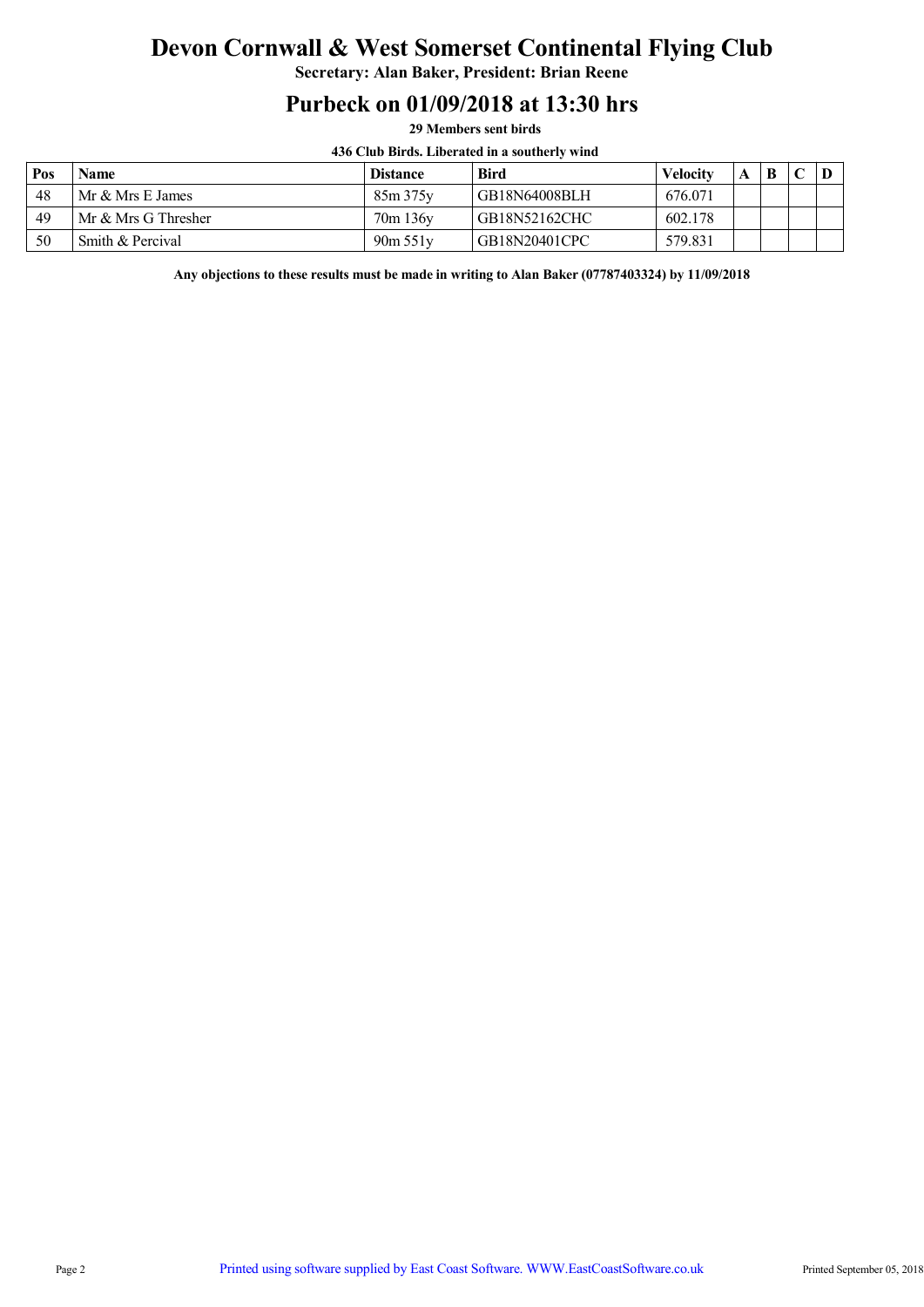# Devon Cornwall & West Somerset Continental Flying Club

**Secretary: Alan Baker, President: Brian Reene**

## Purbeck on 01/09/2018 at 13:30 hrs

**29 Members sent birds**

**436 Club Birds. Liberated in a southerly wind**

| Pos | Name | Distance | Bird | Velocity | A | B | C | D |
|---|---|---|---|---|---|---|---|---|
| 48 | Mr & Mrs E James | 85m 375y | GB18N64008BLH | 676.071 | | | | |
| 49 | Mr & Mrs G Thresher | 70m 136y | GB18N52162CHC | 602.178 | | | | |
| 50 | Smith & Percival | 90m 551y | GB18N20401CPC | 579.831 | | | | |

**Any objections to these results must be made in writing to Alan Baker (07787403324) by 11/09/2018**

Printed using software supplied by East Coast Software. WWW.EastCoastSoftware.co.uk

Printed September 05, 2018